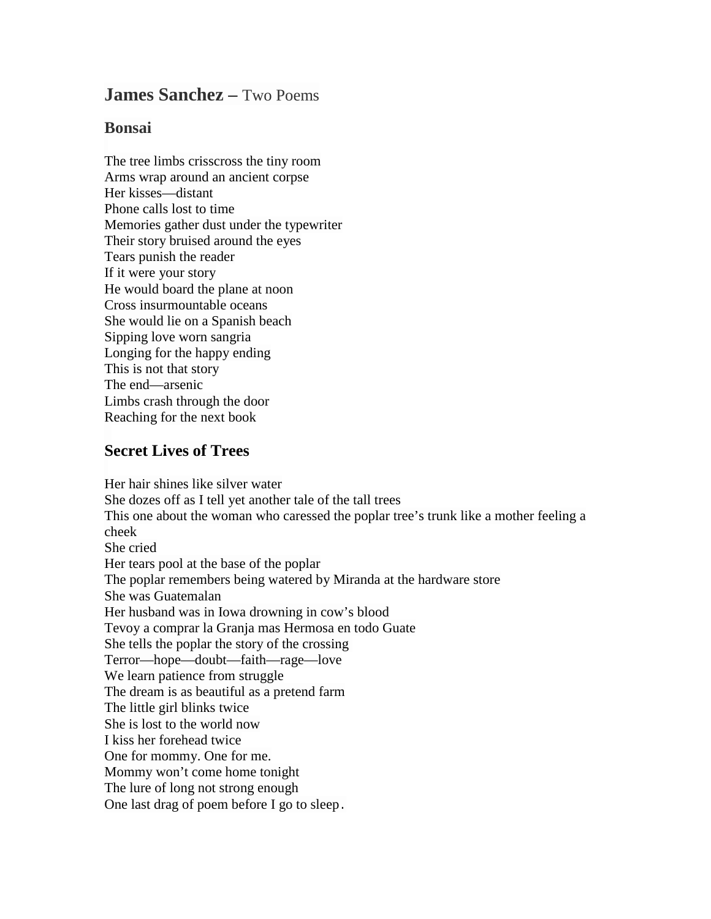# **James Sanchez –** Two Poems

## Bonsai

The tree limbs crisscross the tiny room  
Arms wrap around an ancient corpse  
Her kisses—distant  
Phone calls lost to time  
Memories gather dust under the typewriter  
Their story bruised around the eyes  
Tears punish the reader  
If it were your story  
He would board the plane at noon  
Cross insurmountable oceans  
She would lie on a Spanish beach  
Sipping love worn sangria  
Longing for the happy ending  
This is not that story  
The end—arsenic  
Limbs crash through the door  
Reaching for the next book

## Secret Lives of Trees

Her hair shines like silver water  
She dozes off as I tell yet another tale of the tall trees  
This one about the woman who caressed the poplar tree's trunk like a mother feeling a cheek  
She cried  
Her tears pool at the base of the poplar  
The poplar remembers being watered by Miranda at the hardware store  
She was Guatemalan  
Her husband was in Iowa drowning in cow's blood  
Tevoy a comprar la Granja mas Hermosa en todo Guate  
She tells the poplar the story of the crossing  
Terror—hope—doubt—faith—rage—love  
We learn patience from struggle  
The dream is as beautiful as a pretend farm  
The little girl blinks twice  
She is lost to the world now  
I kiss her forehead twice  
One for mommy. One for me.  
Mommy won't come home tonight  
The lure of long not strong enough  
One last drag of poem before I go to sleep.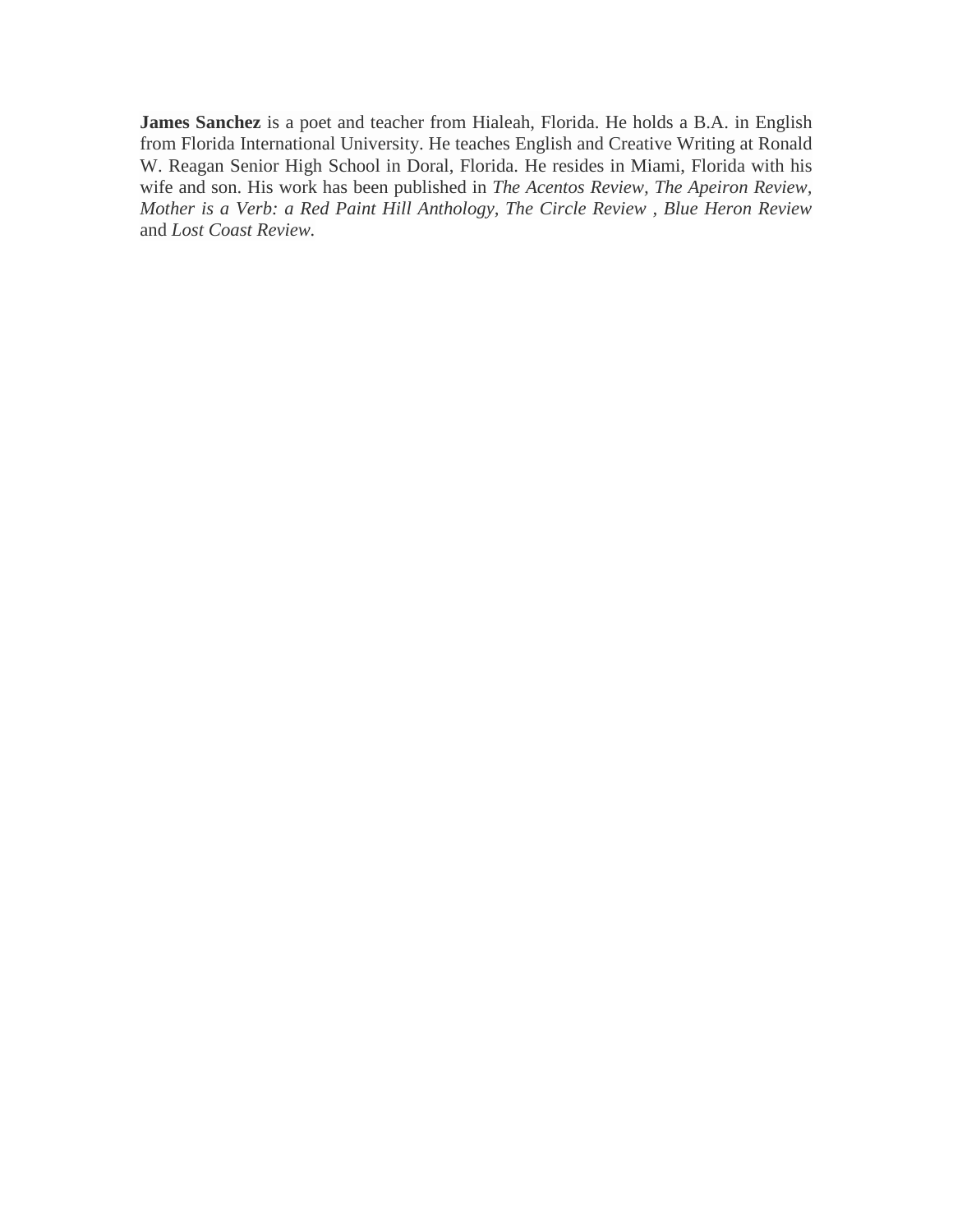**James Sanchez** is a poet and teacher from Hialeah, Florida. He holds a B.A. in English from Florida International University. He teaches English and Creative Writing at Ronald W. Reagan Senior High School in Doral, Florida. He resides in Miami, Florida with his wife and son. His work has been published in *The Acentos Review, The Apeiron Review, Mother is a Verb: a Red Paint Hill Anthology, The Circle Review , Blue Heron Review* and *Lost Coast Review.*